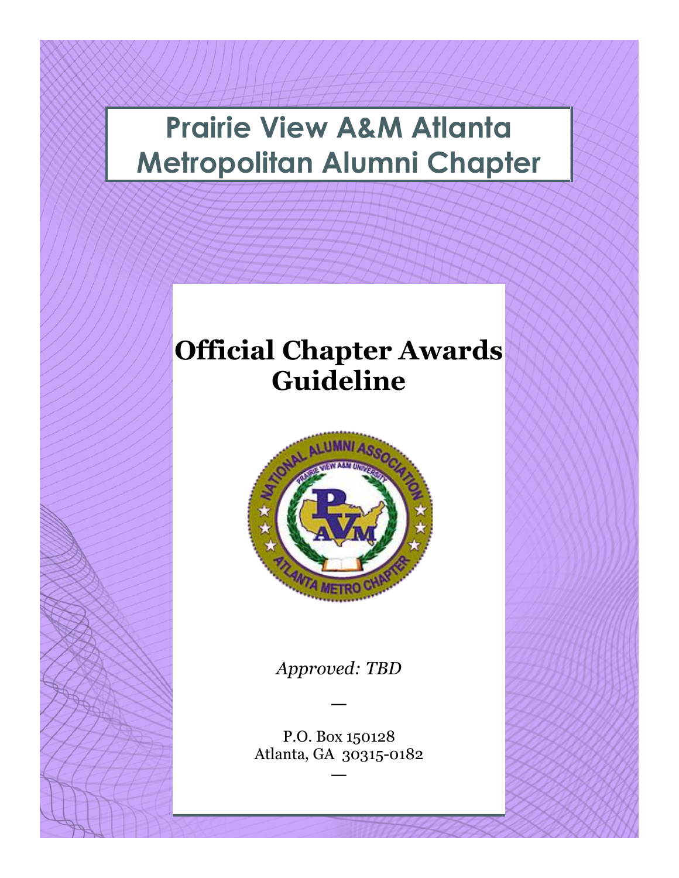# Prairie View A&M Atlanta Metropolitan Alumni Chapter

## Official Chapter Awards Guideline

*Approved: TBD*

—

P.O. Box 150128
Atlanta, GA 30315-0182

—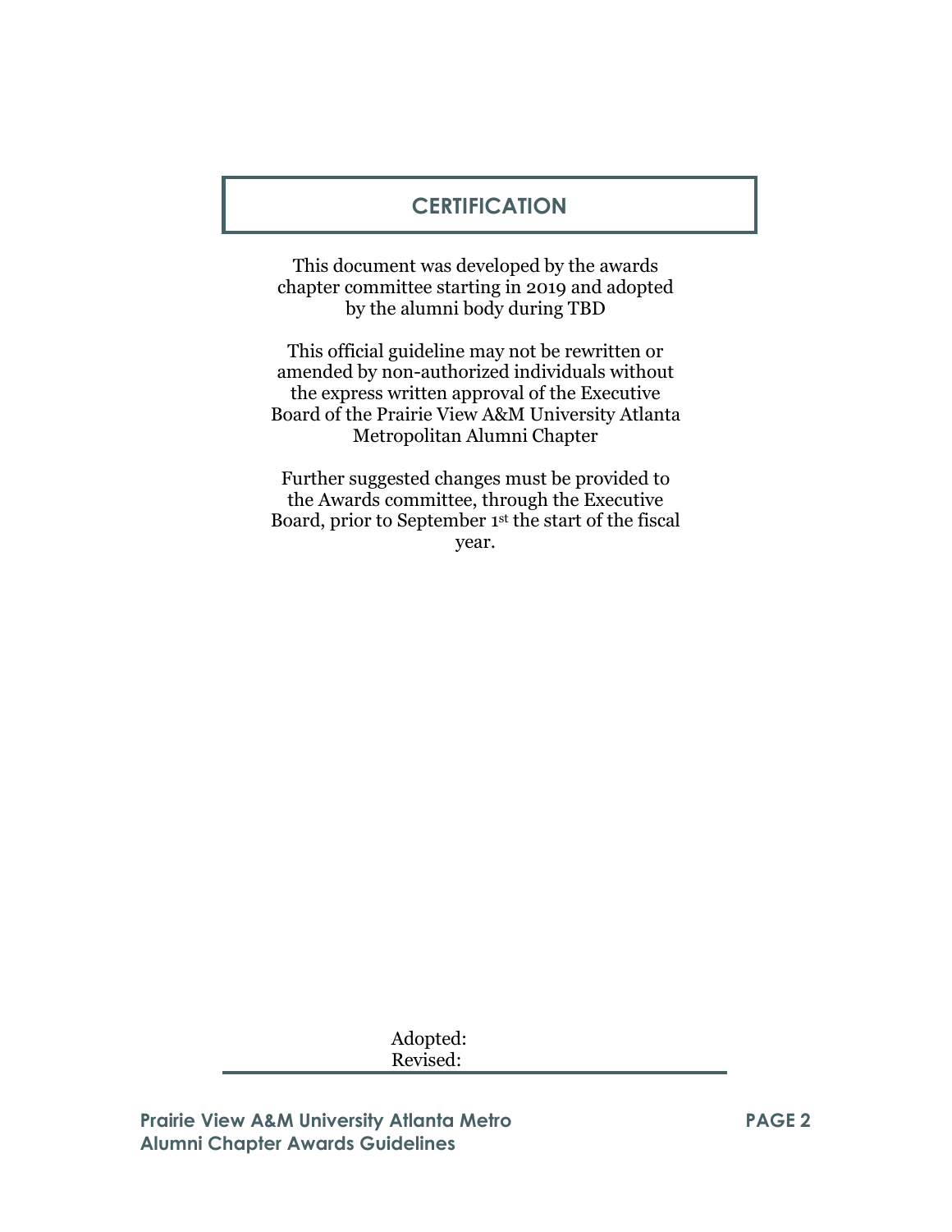# CERTIFICATION

This document was developed by the awards chapter committee starting in 2019 and adopted by the alumni body during TBD

This official guideline may not be rewritten or amended by non-authorized individuals without the express written approval of the Executive Board of the Prairie View A&M University Atlanta Metropolitan Alumni Chapter

Further suggested changes must be provided to the Awards committee, through the Executive Board, prior to September 1st the start of the fiscal year.

Adopted:
Revised: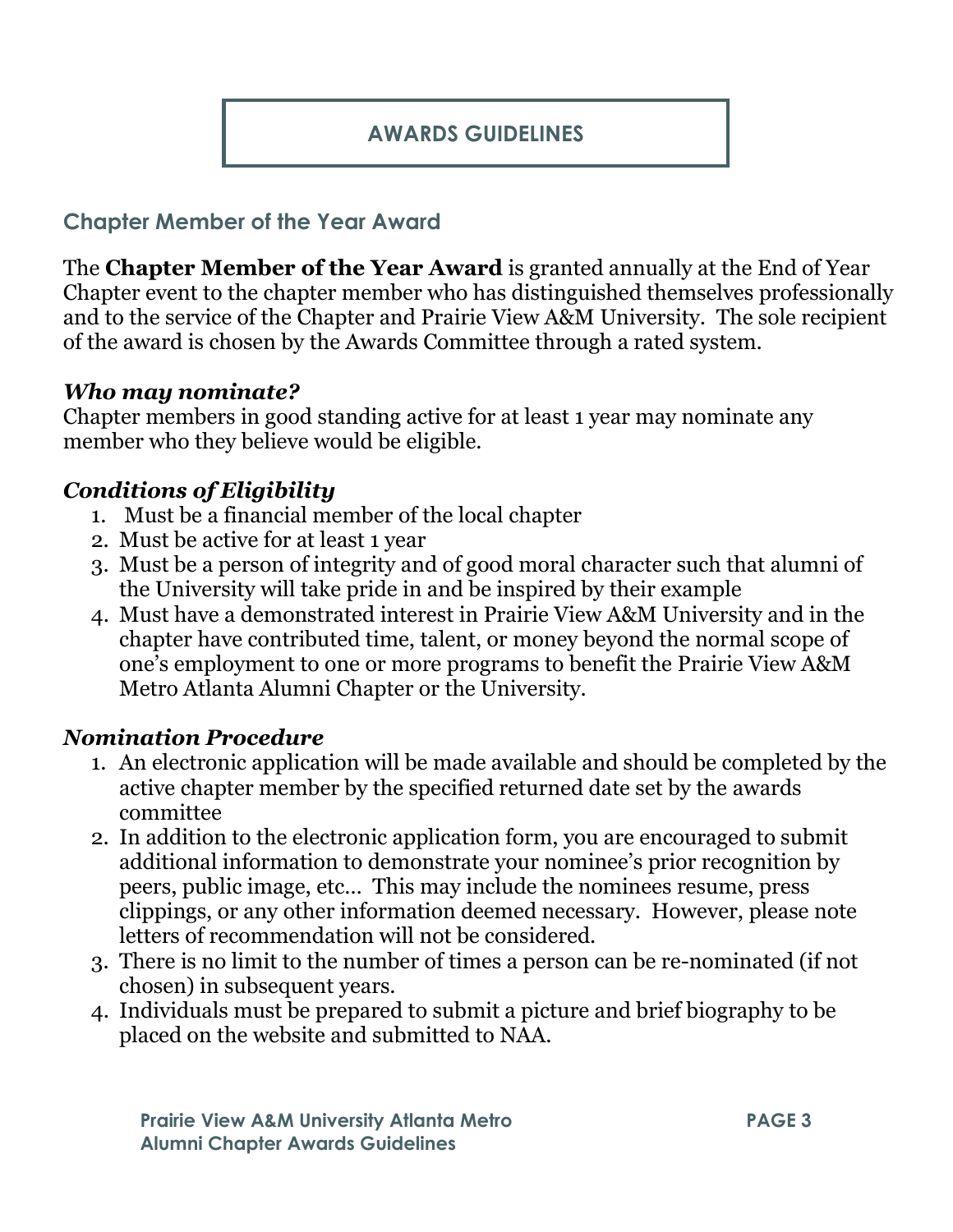# AWARDS GUIDELINES

## Chapter Member of the Year Award

The **Chapter Member of the Year Award** is granted annually at the End of Year Chapter event to the chapter member who has distinguished themselves professionally and to the service of the Chapter and Prairie View A&M University. The sole recipient of the award is chosen by the Awards Committee through a rated system.

### *Who may nominate?*

Chapter members in good standing active for at least 1 year may nominate any member who they believe would be eligible.

### *Conditions of Eligibility*

1. Must be a financial member of the local chapter
2. Must be active for at least 1 year
3. Must be a person of integrity and of good moral character such that alumni of the University will take pride in and be inspired by their example
4. Must have a demonstrated interest in Prairie View A&M University and in the chapter have contributed time, talent, or money beyond the normal scope of one's employment to one or more programs to benefit the Prairie View A&M Metro Atlanta Alumni Chapter or the University.

### *Nomination Procedure*

1. An electronic application will be made available and should be completed by the active chapter member by the specified returned date set by the awards committee
2. In addition to the electronic application form, you are encouraged to submit additional information to demonstrate your nominee's prior recognition by peers, public image, etc… This may include the nominees resume, press clippings, or any other information deemed necessary. However, please note letters of recommendation will not be considered.
3. There is no limit to the number of times a person can be re-nominated (if not chosen) in subsequent years.
4. Individuals must be prepared to submit a picture and brief biography to be placed on the website and submitted to NAA.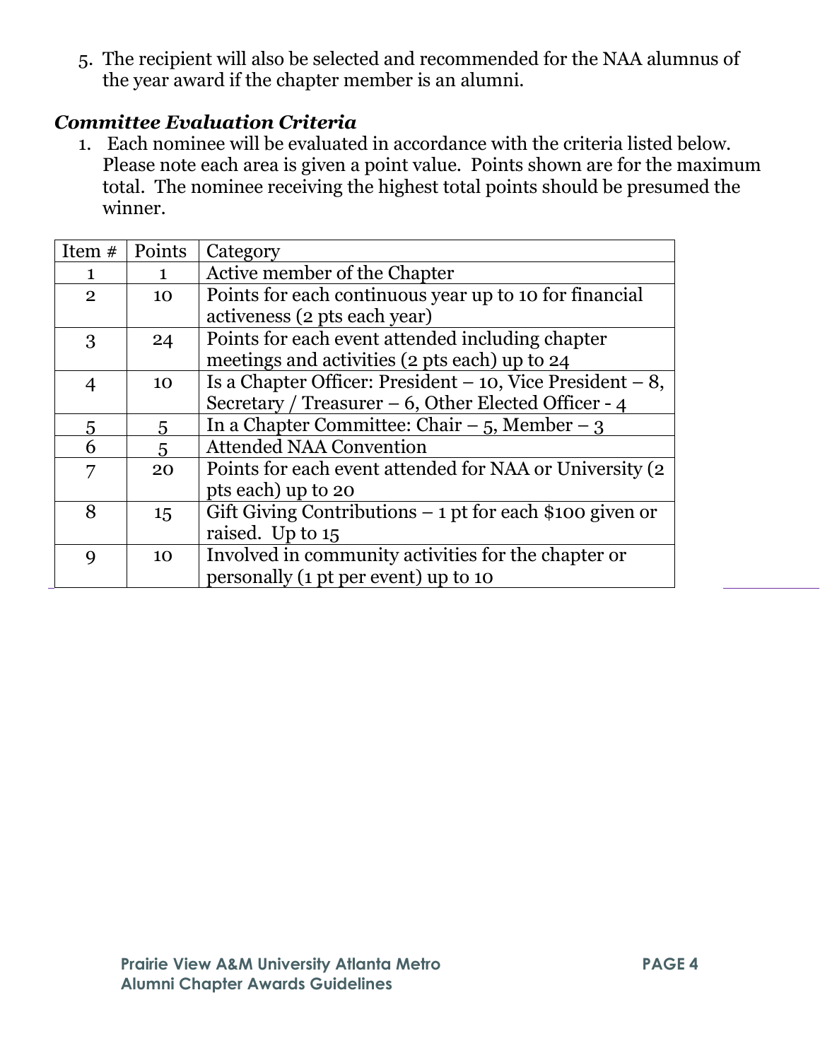5. The recipient will also be selected and recommended for the NAA alumnus of the year award if the chapter member is an alumni.

### *Committee Evaluation Criteria*

1. Each nominee will be evaluated in accordance with the criteria listed below. Please note each area is given a point value. Points shown are for the maximum total. The nominee receiving the highest total points should be presumed the winner.

| Item # | Points | Category |
|---|---|---|
| 1 | 1 | Active member of the Chapter |
| 2 | 10 | Points for each continuous year up to 10 for financial activeness (2 pts each year) |
| 3 | 24 | Points for each event attended including chapter meetings and activities (2 pts each) up to 24 |
| 4 | 10 | Is a Chapter Officer: President – 10, Vice President – 8, Secretary / Treasurer – 6, Other Elected Officer - 4 |
| 5 | 5 | In a Chapter Committee: Chair – 5, Member – 3 |
| 6 | 5 | Attended NAA Convention |
| 7 | 20 | Points for each event attended for NAA or University (2 pts each) up to 20 |
| 8 | 15 | Gift Giving Contributions – 1 pt for each $100 given or raised. Up to 15 |
| 9 | 10 | Involved in community activities for the chapter or personally (1 pt per event) up to 10 |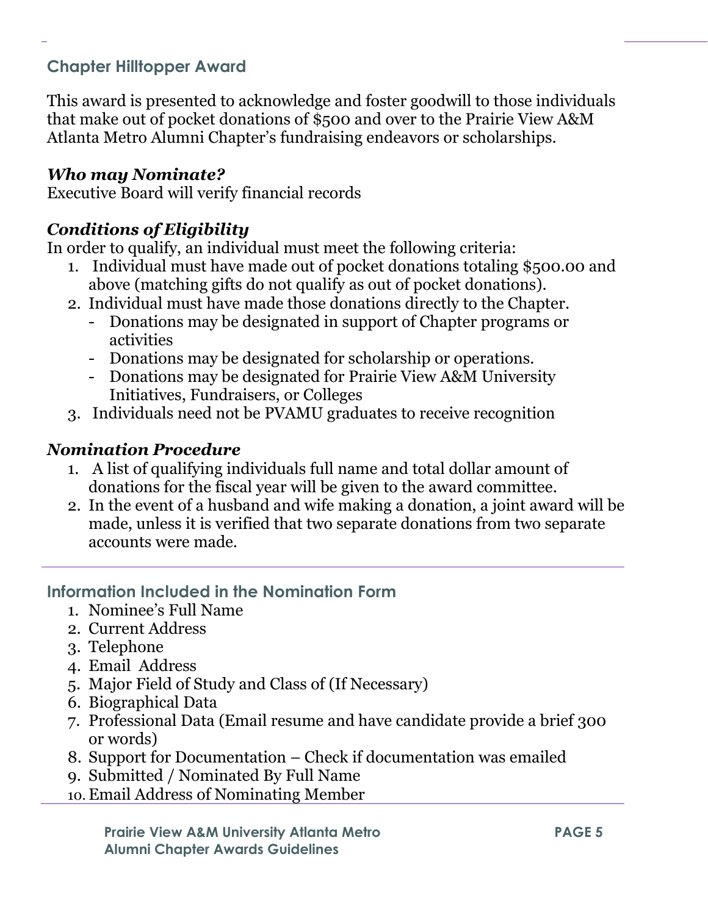## Chapter Hilltopper Award

This award is presented to acknowledge and foster goodwill to those individuals that make out of pocket donations of $500 and over to the Prairie View A&M Atlanta Metro Alumni Chapter's fundraising endeavors or scholarships.

### *Who may Nominate?*

Executive Board will verify financial records

### *Conditions of Eligibility*

In order to qualify, an individual must meet the following criteria:

1. Individual must have made out of pocket donations totaling $500.00 and above (matching gifts do not qualify as out of pocket donations).
2. Individual must have made those donations directly to the Chapter.
   - Donations may be designated in support of Chapter programs or activities
   - Donations may be designated for scholarship or operations.
   - Donations may be designated for Prairie View A&M University Initiatives, Fundraisers, or Colleges
3. Individuals need not be PVAMU graduates to receive recognition

### *Nomination Procedure*

1. A list of qualifying individuals full name and total dollar amount of donations for the fiscal year will be given to the award committee.
2. In the event of a husband and wife making a donation, a joint award will be made, unless it is verified that two separate donations from two separate accounts were made.

---

## Information Included in the Nomination Form

1. Nominee's Full Name
2. Current Address
3. Telephone
4. Email Address
5. Major Field of Study and Class of (If Necessary)
6. Biographical Data
7. Professional Data (Email resume and have candidate provide a brief 300 or words)
8. Support for Documentation – Check if documentation was emailed
9. Submitted / Nominated By Full Name
10. Email Address of Nominating Member